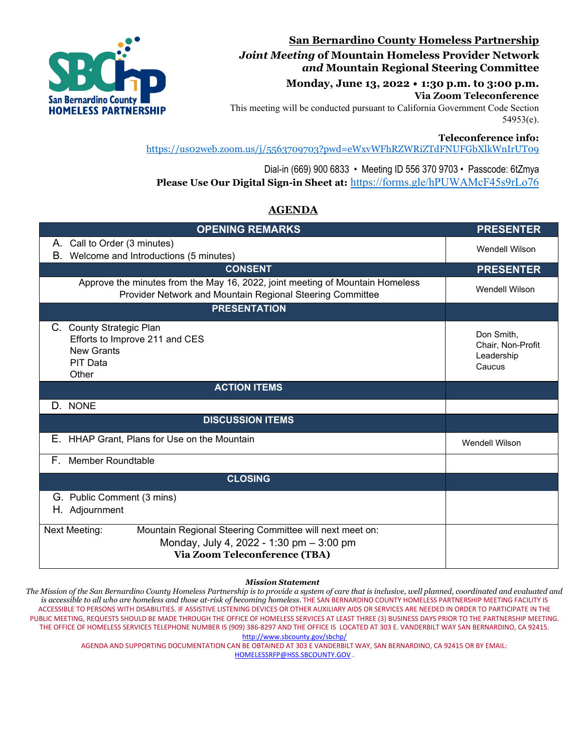# San Bernardino County Homeless Partnership

## *Joint Meeting* of Mountain Homeless Provider Network *and* Mountain Regional Steering Committee

**Monday, June 13, 2022 • 1:30 p.m. to 3:00 p.m.**

**Via Zoom Teleconference**

This meeting will be conducted pursuant to California Government Code Section 54953(e).

**Teleconference info:**
https://us02web.zoom.us/j/5563709703?pwd=eWxvWFhRZWRiZTdFNUFGbXlkWnIrUT09

Dial-in (669) 900 6833 • Meeting ID 556 370 9703 • Passcode: 6tZmya

**Please Use Our Digital Sign-in Sheet at:** https://forms.gle/hPUWAMcF45s9rLo76

## AGENDA

| OPENING REMARKS | PRESENTER |
|---|---|
| A. Call to Order (3 minutes)<br>B. Welcome and Introductions (5 minutes) | Wendell Wilson |
| **CONSENT** | **PRESENTER** |
| Approve the minutes from the May 16, 2022, joint meeting of Mountain Homeless Provider Network and Mountain Regional Steering Committee | Wendell Wilson |
| **PRESENTATION** | |
| C. County Strategic Plan<br>Efforts to Improve 211 and CES<br>New Grants<br>PIT Data<br>Other | Don Smith, Chair, Non-Profit Leadership Caucus |
| **ACTION ITEMS** | |
| D. NONE | |
| **DISCUSSION ITEMS** | |
| E. HHAP Grant, Plans for Use on the Mountain | Wendell Wilson |
| F. Member Roundtable | |
| **CLOSING** | |
| G. Public Comment (3 mins)<br>H. Adjournment | |
| Next Meeting: Mountain Regional Steering Committee will next meet on: Monday, July 4, 2022 - 1:30 pm – 3:00 pm **Via Zoom Teleconference (TBA)** | |

***Mission Statement***

*The Mission of the San Bernardino County Homeless Partnership is to provide a system of care that is inclusive, well planned, coordinated and evaluated and is accessible to all who are homeless and those at-risk of becoming homeless.* THE SAN BERNARDINO COUNTY HOMELESS PARTNERSHIP MEETING FACILITY IS ACCESSIBLE TO PERSONS WITH DISABILITIES. IF ASSISTIVE LISTENING DEVICES OR OTHER AUXILIARY AIDS OR SERVICES ARE NEEDED IN ORDER TO PARTICIPATE IN THE PUBLIC MEETING, REQUESTS SHOULD BE MADE THROUGH THE OFFICE OF HOMELESS SERVICES AT LEAST THREE (3) BUSINESS DAYS PRIOR TO THE PARTNERSHIP MEETING. THE OFFICE OF HOMELESS SERVICES TELEPHONE NUMBER IS (909) 386-8297 AND THE OFFICE IS LOCATED AT 303 E. VANDERBILT WAY SAN BERNARDINO, CA 92415. http://www.sbcounty.gov/sbchp/

AGENDA AND SUPPORTING DOCUMENTATION CAN BE OBTAINED AT 303 E VANDERBILT WAY, SAN BERNARDINO, CA 92415 OR BY EMAIL: HOMELESSRFP@HSS.SBCOUNTY.GOV .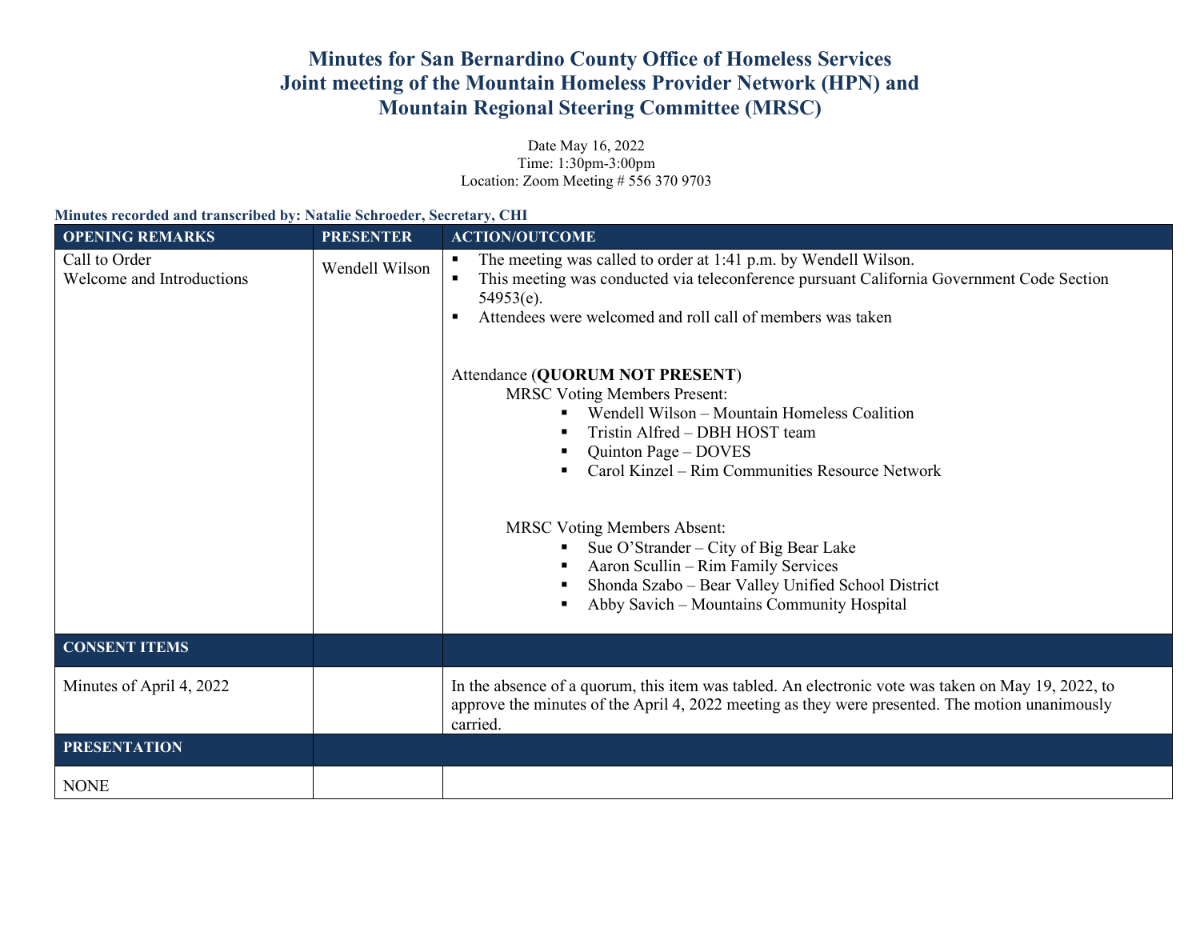# Minutes for San Bernardino County Office of Homeless Services
# Joint meeting of the Mountain Homeless Provider Network (HPN) and Mountain Regional Steering Committee (MRSC)

Date May 16, 2022
Time: 1:30pm-3:00pm
Location: Zoom Meeting # 556 370 9703

**Minutes recorded and transcribed by: Natalie Schroeder, Secretary, CHI**

| OPENING REMARKS | PRESENTER | ACTION/OUTCOME |
|---|---|---|
| Call to Order<br>Welcome and Introductions | Wendell Wilson | ▪ The meeting was called to order at 1:41 p.m. by Wendell Wilson.<br>▪ This meeting was conducted via teleconference pursuant California Government Code Section 54953(e).<br>▪ Attendees were welcomed and roll call of members was taken<br><br>Attendance (**QUORUM NOT PRESENT**)<br>MRSC Voting Members Present:<br>▪ Wendell Wilson – Mountain Homeless Coalition<br>▪ Tristin Alfred – DBH HOST team<br>▪ Quinton Page – DOVES<br>▪ Carol Kinzel – Rim Communities Resource Network<br><br>MRSC Voting Members Absent:<br>▪ Sue O'Strander – City of Big Bear Lake<br>▪ Aaron Scullin – Rim Family Services<br>▪ Shonda Szabo – Bear Valley Unified School District<br>▪ Abby Savich – Mountains Community Hospital |
| **CONSENT ITEMS** | | |
| Minutes of April 4, 2022 | | In the absence of a quorum, this item was tabled. An electronic vote was taken on May 19, 2022, to approve the minutes of the April 4, 2022 meeting as they were presented. The motion unanimously carried. |
| **PRESENTATION** | | |
| NONE | | |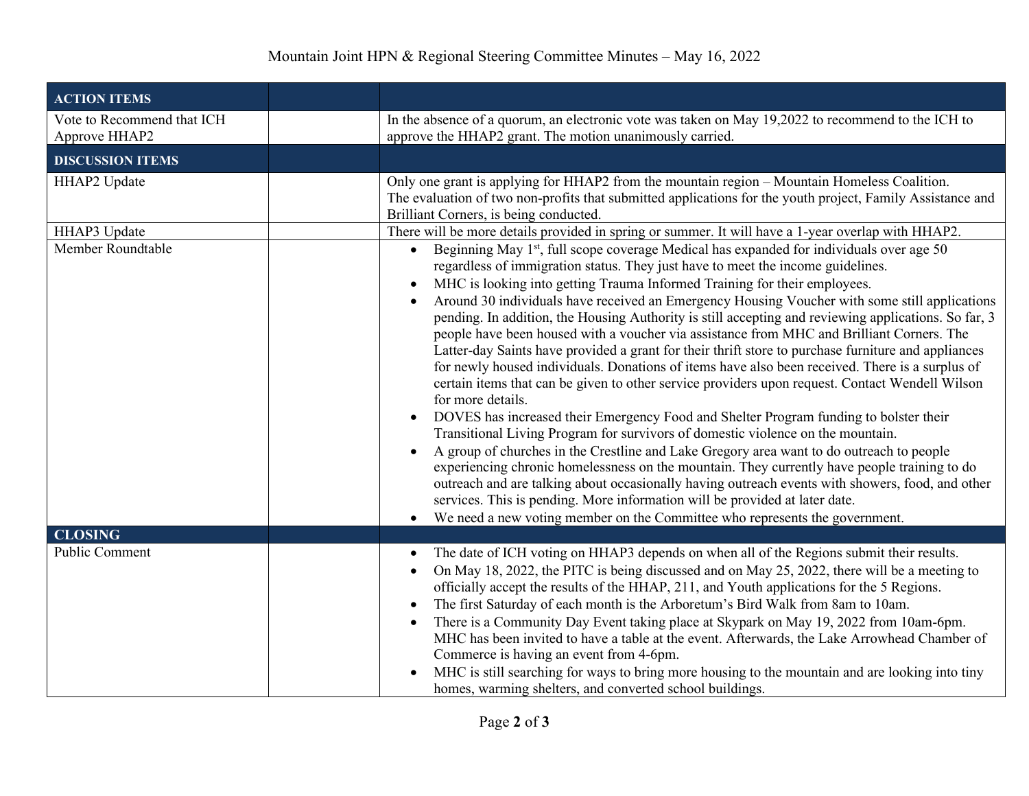| ACTION ITEMS | | |
|---|---|---|
| Vote to Recommend that ICH Approve HHAP2 | | In the absence of a quorum, an electronic vote was taken on May 19,2022 to recommend to the ICH to approve the HHAP2 grant. The motion unanimously carried. |
| **DISCUSSION ITEMS** | | |
| HHAP2 Update | | Only one grant is applying for HHAP2 from the mountain region – Mountain Homeless Coalition. The evaluation of two non-profits that submitted applications for the youth project, Family Assistance and Brilliant Corners, is being conducted. |
| HHAP3 Update | | There will be more details provided in spring or summer. It will have a 1-year overlap with HHAP2. |
| Member Roundtable | | • Beginning May 1st, full scope coverage Medical has expanded for individuals over age 50 regardless of immigration status. They just have to meet the income guidelines.<br>• MHC is looking into getting Trauma Informed Training for their employees.<br>• Around 30 individuals have received an Emergency Housing Voucher with some still applications pending. In addition, the Housing Authority is still accepting and reviewing applications. So far, 3 people have been housed with a voucher via assistance from MHC and Brilliant Corners. The Latter-day Saints have provided a grant for their thrift store to purchase furniture and appliances for newly housed individuals. Donations of items have also been received. There is a surplus of certain items that can be given to other service providers upon request. Contact Wendell Wilson for more details.<br>• DOVES has increased their Emergency Food and Shelter Program funding to bolster their Transitional Living Program for survivors of domestic violence on the mountain.<br>• A group of churches in the Crestline and Lake Gregory area want to do outreach to people experiencing chronic homelessness on the mountain. They currently have people training to do outreach and are talking about occasionally having outreach events with showers, food, and other services. This is pending. More information will be provided at later date.<br>• We need a new voting member on the Committee who represents the government. |
| **CLOSING** | | |
| Public Comment | | • The date of ICH voting on HHAP3 depends on when all of the Regions submit their results.<br>• On May 18, 2022, the PITC is being discussed and on May 25, 2022, there will be a meeting to officially accept the results of the HHAP, 211, and Youth applications for the 5 Regions.<br>• The first Saturday of each month is the Arboretum's Bird Walk from 8am to 10am.<br>• There is a Community Day Event taking place at Skypark on May 19, 2022 from 10am-6pm. MHC has been invited to have a table at the event. Afterwards, the Lake Arrowhead Chamber of Commerce is having an event from 4-6pm.<br>• MHC is still searching for ways to bring more housing to the mountain and are looking into tiny homes, warming shelters, and converted school buildings. |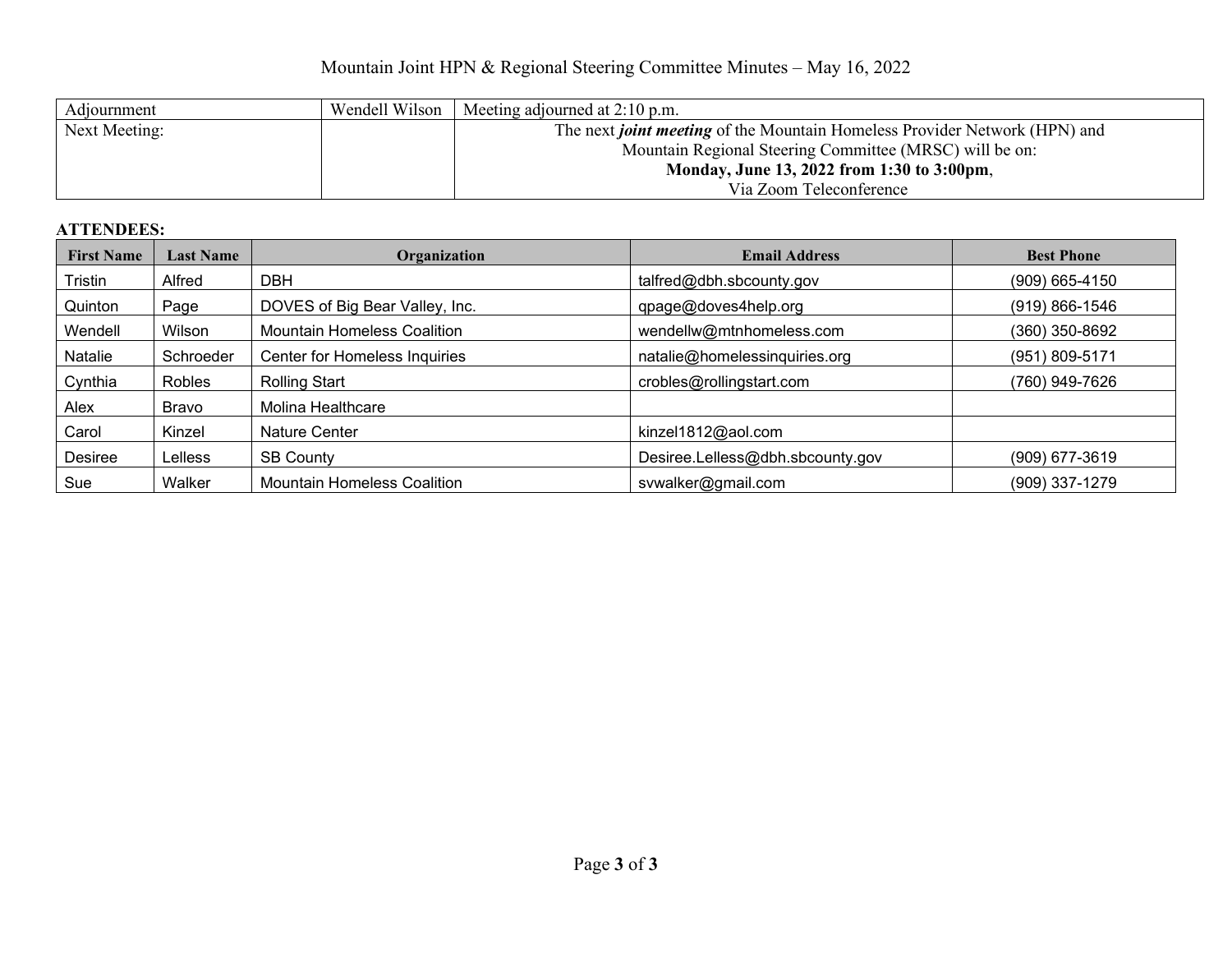| | | |
|---|---|---|
| Adjournment | Wendell Wilson | Meeting adjourned at 2:10 p.m. |
| Next Meeting: | | The next ***joint meeting*** of the Mountain Homeless Provider Network (HPN) and Mountain Regional Steering Committee (MRSC) will be on: **Monday, June 13, 2022 from 1:30 to 3:00pm**, Via Zoom Teleconference |

**ATTENDEES:**

| First Name | Last Name | Organization | Email Address | Best Phone |
|---|---|---|---|---|
| Tristin | Alfred | DBH | talfred@dbh.sbcounty.gov | (909) 665-4150 |
| Quinton | Page | DOVES of Big Bear Valley, Inc. | qpage@doves4help.org | (919) 866-1546 |
| Wendell | Wilson | Mountain Homeless Coalition | wendellw@mtnhomeless.com | (360) 350-8692 |
| Natalie | Schroeder | Center for Homeless Inquiries | natalie@homelessinquiries.org | (951) 809-5171 |
| Cynthia | Robles | Rolling Start | crobles@rollingstart.com | (760) 949-7626 |
| Alex | Bravo | Molina Healthcare | | |
| Carol | Kinzel | Nature Center | kinzel1812@aol.com | |
| Desiree | Lelless | SB County | Desiree.Lelless@dbh.sbcounty.gov | (909) 677-3619 |
| Sue | Walker | Mountain Homeless Coalition | svwalker@gmail.com | (909) 337-1279 |